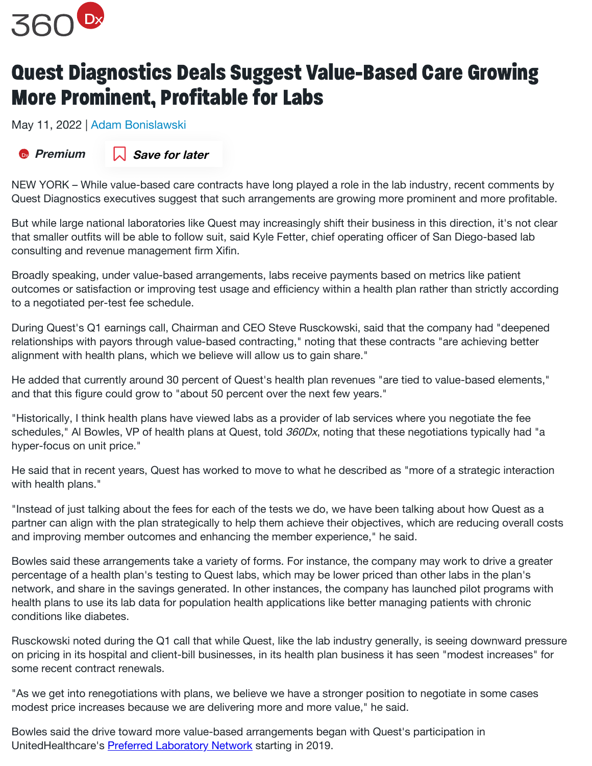# Quest Diagnostics Deals Suggest Value-Based Care Growing More Prominent, Profitable for Labs

May 11, 2022 | Adam Bonislawski

Premium    Save for later

NEW YORK – While value-based care contracts have long played a role in the lab industry, recent comments by Quest Diagnostics executives suggest that such arrangements are growing more prominent and more profitable.

But while large national laboratories like Quest may increasingly shift their business in this direction, it's not clear that smaller outfits will be able to follow suit, said Kyle Fetter, chief operating officer of San Diego-based lab consulting and revenue management firm Xifin.

Broadly speaking, under value-based arrangements, labs receive payments based on metrics like patient outcomes or satisfaction or improving test usage and efficiency within a health plan rather than strictly according to a negotiated per-test fee schedule.

During Quest's Q1 earnings call, Chairman and CEO Steve Rusckowski, said that the company had "deepened relationships with payors through value-based contracting," noting that these contracts "are achieving better alignment with health plans, which we believe will allow us to gain share."

He added that currently around 30 percent of Quest's health plan revenues "are tied to value-based elements," and that this figure could grow to "about 50 percent over the next few years."

"Historically, I think health plans have viewed labs as a provider of lab services where you negotiate the fee schedules," Al Bowles, VP of health plans at Quest, told *360Dx*, noting that these negotiations typically had "a hyper-focus on unit price."

He said that in recent years, Quest has worked to move to what he described as "more of a strategic interaction with health plans."

"Instead of just talking about the fees for each of the tests we do, we have been talking about how Quest as a partner can align with the plan strategically to help them achieve their objectives, which are reducing overall costs and improving member outcomes and enhancing the member experience," he said.

Bowles said these arrangements take a variety of forms. For instance, the company may work to drive a greater percentage of a health plan's testing to Quest labs, which may be lower priced than other labs in the plan's network, and share in the savings generated. In other instances, the company has launched pilot programs with health plans to use its lab data for population health applications like better managing patients with chronic conditions like diabetes.

Rusckowski noted during the Q1 call that while Quest, like the lab industry generally, is seeing downward pressure on pricing in its hospital and client-bill businesses, in its health plan business it has seen "modest increases" for some recent contract renewals.

"As we get into renegotiations with plans, we believe we have a stronger position to negotiate in some cases modest price increases because we are delivering more and more value," he said.

Bowles said the drive toward more value-based arrangements began with Quest's participation in UnitedHealthcare's Preferred Laboratory Network starting in 2019.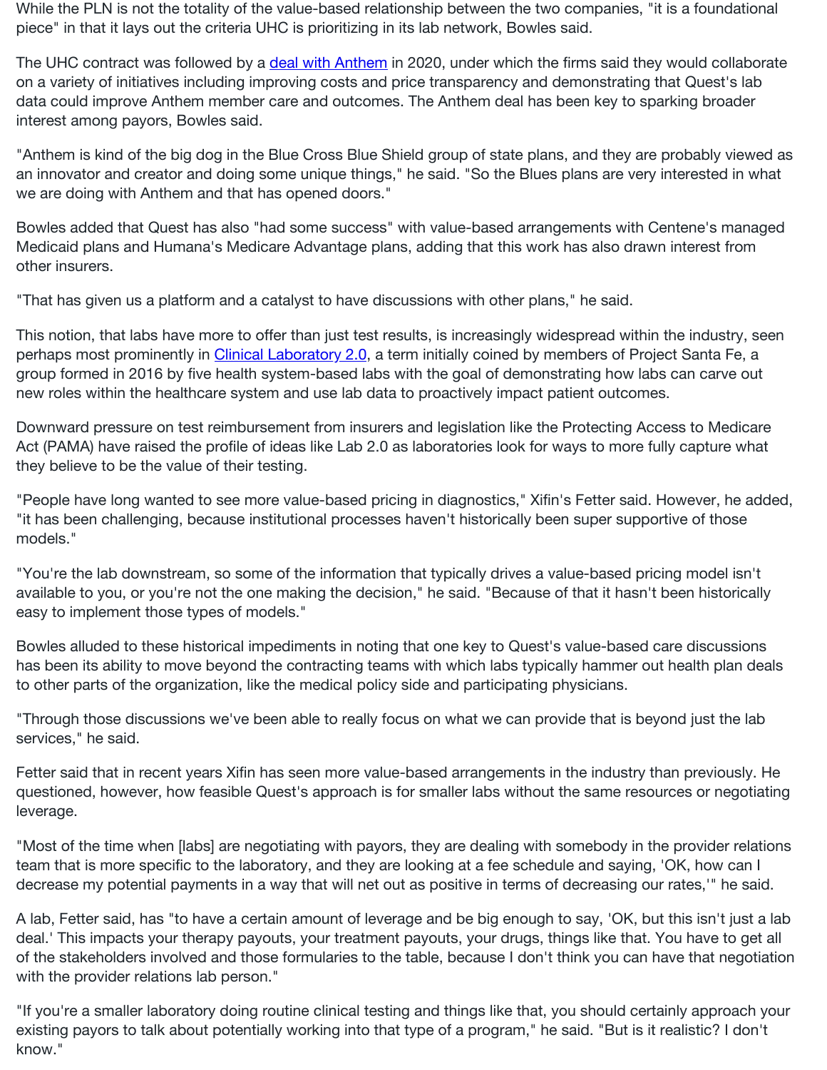While the PLN is not the totality of the value-based relationship between the two companies, "it is a foundational piece" in that it lays out the criteria UHC is prioritizing in its lab network, Bowles said.

The UHC contract was followed by a deal with Anthem in 2020, under which the firms said they would collaborate on a variety of initiatives including improving costs and price transparency and demonstrating that Quest's lab data could improve Anthem member care and outcomes. The Anthem deal has been key to sparking broader interest among payors, Bowles said.

"Anthem is kind of the big dog in the Blue Cross Blue Shield group of state plans, and they are probably viewed as an innovator and creator and doing some unique things," he said. "So the Blues plans are very interested in what we are doing with Anthem and that has opened doors."

Bowles added that Quest has also "had some success" with value-based arrangements with Centene's managed Medicaid plans and Humana's Medicare Advantage plans, adding that this work has also drawn interest from other insurers.

"That has given us a platform and a catalyst to have discussions with other plans," he said.

This notion, that labs have more to offer than just test results, is increasingly widespread within the industry, seen perhaps most prominently in Clinical Laboratory 2.0, a term initially coined by members of Project Santa Fe, a group formed in 2016 by five health system-based labs with the goal of demonstrating how labs can carve out new roles within the healthcare system and use lab data to proactively impact patient outcomes.

Downward pressure on test reimbursement from insurers and legislation like the Protecting Access to Medicare Act (PAMA) have raised the profile of ideas like Lab 2.0 as laboratories look for ways to more fully capture what they believe to be the value of their testing.

"People have long wanted to see more value-based pricing in diagnostics," Xifin's Fetter said. However, he added, "it has been challenging, because institutional processes haven't historically been super supportive of those models."

"You're the lab downstream, so some of the information that typically drives a value-based pricing model isn't available to you, or you're not the one making the decision," he said. "Because of that it hasn't been historically easy to implement those types of models."

Bowles alluded to these historical impediments in noting that one key to Quest's value-based care discussions has been its ability to move beyond the contracting teams with which labs typically hammer out health plan deals to other parts of the organization, like the medical policy side and participating physicians.

"Through those discussions we've been able to really focus on what we can provide that is beyond just the lab services," he said.

Fetter said that in recent years Xifin has seen more value-based arrangements in the industry than previously. He questioned, however, how feasible Quest's approach is for smaller labs without the same resources or negotiating leverage.

"Most of the time when [labs] are negotiating with payors, they are dealing with somebody in the provider relations team that is more specific to the laboratory, and they are looking at a fee schedule and saying, 'OK, how can I decrease my potential payments in a way that will net out as positive in terms of decreasing our rates,'" he said.

A lab, Fetter said, has "to have a certain amount of leverage and be big enough to say, 'OK, but this isn't just a lab deal.' This impacts your therapy payouts, your treatment payouts, your drugs, things like that. You have to get all of the stakeholders involved and those formularies to the table, because I don't think you can have that negotiation with the provider relations lab person."

"If you're a smaller laboratory doing routine clinical testing and things like that, you should certainly approach your existing payors to talk about potentially working into that type of a program," he said. "But is it realistic? I don't know."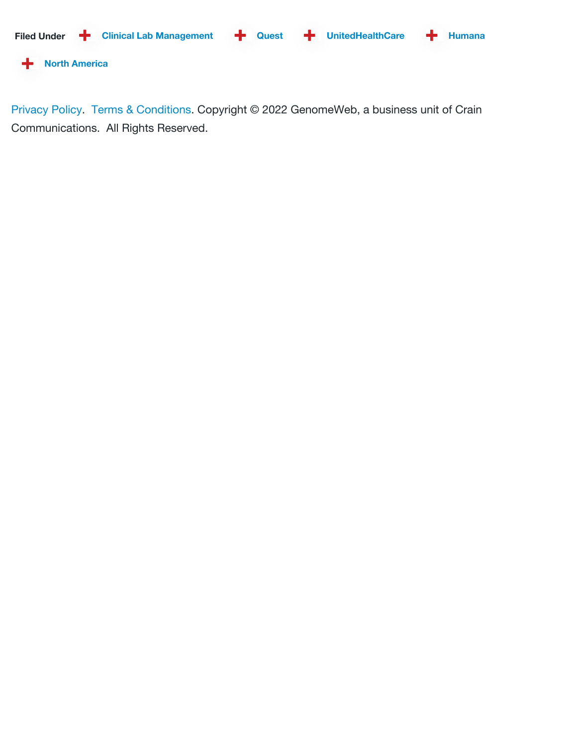**Filed Under** Clinical Lab Management Quest UnitedHealthCare Humana North America

Privacy Policy. Terms & Conditions. Copyright © 2022 GenomeWeb, a business unit of Crain Communications. All Rights Reserved.